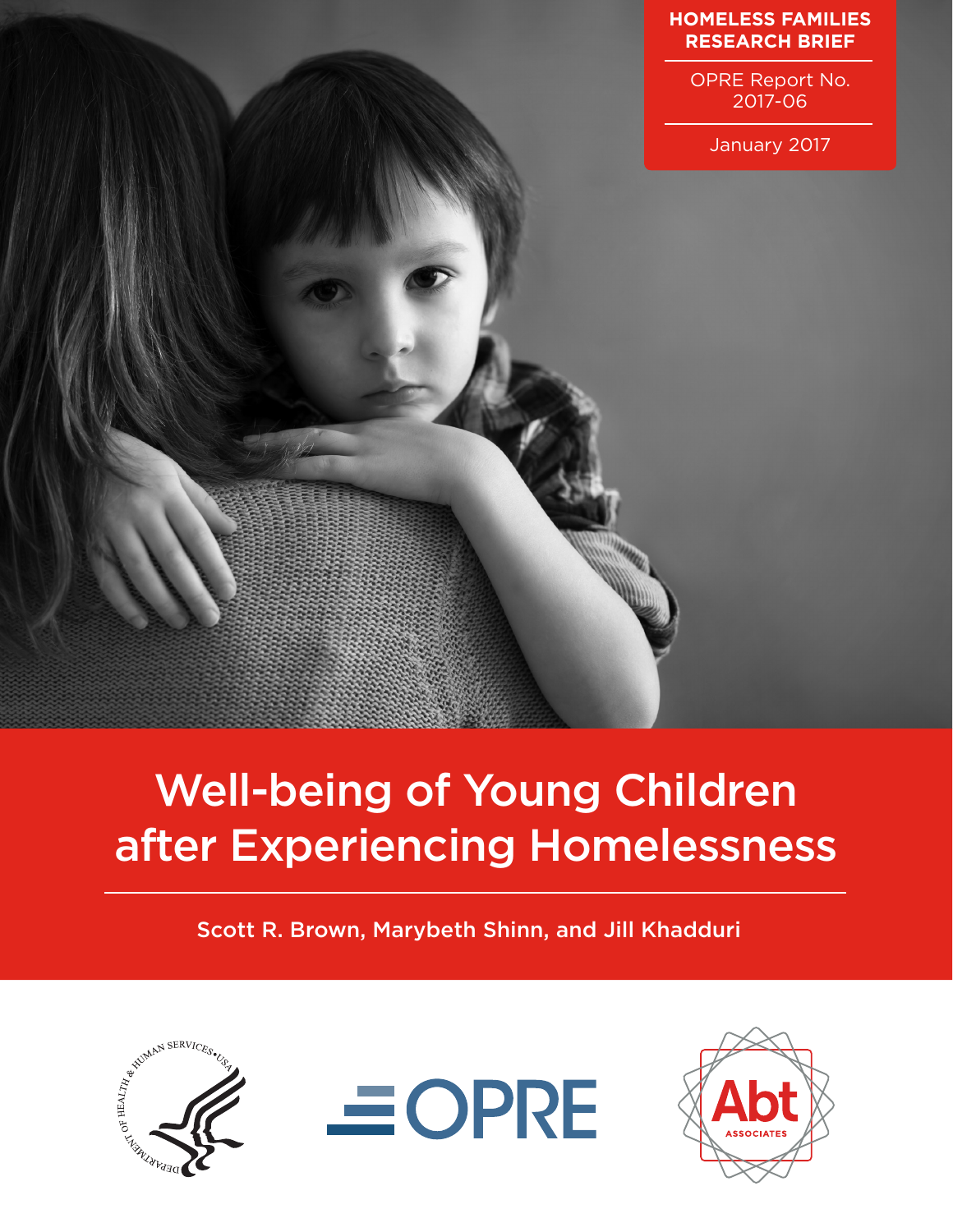**HOMELESS FAMILIES RESEARCH BRIEF**

OPRE Report No. 2017-06

January 2017

# Well-being of Young Children after Experiencing Homelessness

Scott R. Brown, Marybeth Shinn, and Jill Khadduri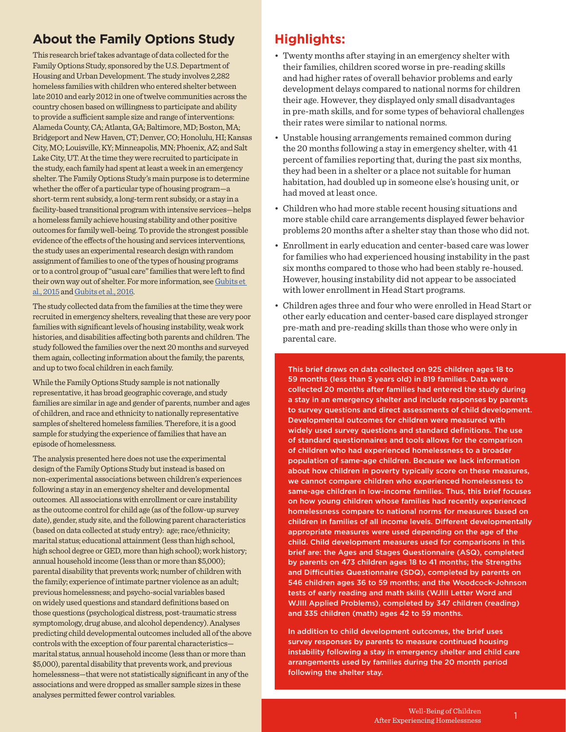## About the Family Options Study

This research brief takes advantage of data collected for the Family Options Study, sponsored by the U.S. Department of Housing and Urban Development. The study involves 2,282 homeless families with children who entered shelter between late 2010 and early 2012 in one of twelve communities across the country chosen based on willingness to participate and ability to provide a sufficient sample size and range of interventions: Alameda County, CA; Atlanta, GA; Baltimore, MD; Boston, MA; Bridgeport and New Haven, CT; Denver, CO; Honolulu, HI; Kansas City, MO; Louisville, KY; Minneapolis, MN; Phoenix, AZ; and Salt Lake City, UT. At the time they were recruited to participate in the study, each family had spent at least a week in an emergency shelter. The Family Options Study's main purpose is to determine whether the offer of a particular type of housing program—a short-term rent subsidy, a long-term rent subsidy, or a stay in a facility-based transitional program with intensive services—helps a homeless family achieve housing stability and other positive outcomes for family well-being. To provide the strongest possible evidence of the effects of the housing and services interventions, the study uses an experimental research design with random assignment of families to one of the types of housing programs or to a control group of "usual care" families that were left to find their own way out of shelter. For more information, see Gubits et al., 2015 and Gubits et al., 2016.

The study collected data from the families at the time they were recruited in emergency shelters, revealing that these are very poor families with significant levels of housing instability, weak work histories, and disabilities affecting both parents and children. The study followed the families over the next 20 months and surveyed them again, collecting information about the family, the parents, and up to two focal children in each family.

While the Family Options Study sample is not nationally representative, it has broad geographic coverage, and study families are similar in age and gender of parents, number and ages of children, and race and ethnicity to nationally representative samples of sheltered homeless families. Therefore, it is a good sample for studying the experience of families that have an episode of homelessness.

The analysis presented here does not use the experimental design of the Family Options Study but instead is based on non-experimental associations between children's experiences following a stay in an emergency shelter and developmental outcomes. All associations with enrollment or care instability as the outcome control for child age (as of the follow-up survey date), gender, study site, and the following parent characteristics (based on data collected at study entry): age; race/ethnicity; marital status; educational attainment (less than high school, high school degree or GED, more than high school); work history; annual household income (less than or more than $5,000); parental disability that prevents work; number of children with the family; experience of intimate partner violence as an adult; previous homelessness; and psycho-social variables based on widely used questions and standard definitions based on those questions (psychological distress, post-traumatic stress symptomatology, drug abuse, and alcohol dependency). Analyses predicting child developmental outcomes included all of the above controls with the exception of four parental characteristics—marital status, annual household income (less than or more than $5,000), parental disability that prevents work, and previous homelessness—that were not statistically significant in any of the associations and were dropped as smaller sample sizes in these analyses permitted fewer control variables.

## Highlights:

- Twenty months after staying in an emergency shelter with their families, children scored worse in pre-reading skills and had higher rates of overall behavior problems and early development delays compared to national norms for children their age. However, they displayed only small disadvantages in pre-math skills, and for some types of behavioral challenges their rates were similar to national norms.
- Unstable housing arrangements remained common during the 20 months following a stay in emergency shelter, with 41 percent of families reporting that, during the past six months, they had been in a shelter or a place not suitable for human habitation, had doubled up in someone else's housing unit, or had moved at least once.
- Children who had more stable recent housing situations and more stable child care arrangements displayed fewer behavior problems 20 months after a shelter stay than those who did not.
- Enrollment in early education and center-based care was lower for families who had experienced housing instability in the past six months compared to those who had been stably re-housed. However, housing instability did not appear to be associated with lower enrollment in Head Start programs.
- Children ages three and four who were enrolled in Head Start or other early education and center-based care displayed stronger pre-math and pre-reading skills than those who were only in parental care.

This brief draws on data collected on 925 children ages 18 to 59 months (less than 5 years old) in 819 families. Data were collected 20 months after families had entered the study during a stay in an emergency shelter and include responses by parents to survey questions and direct assessments of child development. Developmental outcomes for children were measured with widely used survey questions and standard definitions. The use of standard questionnaires and tools allows for the comparison of children who had experienced homelessness to a broader population of same-age children. Because we lack information about how children in poverty typically score on these measures, we cannot compare children who experienced homelessness to same-age children in low-income families. Thus, this brief focuses on how young children whose families had recently experienced homelessness compare to national norms for measures based on children in families of all income levels. Different developmentally appropriate measures were used depending on the age of the child. Child development measures used for comparisons in this brief are: the Ages and Stages Questionnaire (ASQ), completed by parents on 473 children ages 18 to 41 months; the Strengths and Difficulties Questionnaire (SDQ), completed by parents on 546 children ages 36 to 59 months; and the Woodcock-Johnson tests of early reading and math skills (WJIII Letter Word and WJIII Applied Problems), completed by 347 children (reading) and 335 children (math) ages 42 to 59 months.

In addition to child development outcomes, the brief uses survey responses by parents to measure continued housing instability following a stay in emergency shelter and child care arrangements used by families during the 20 month period following the shelter stay.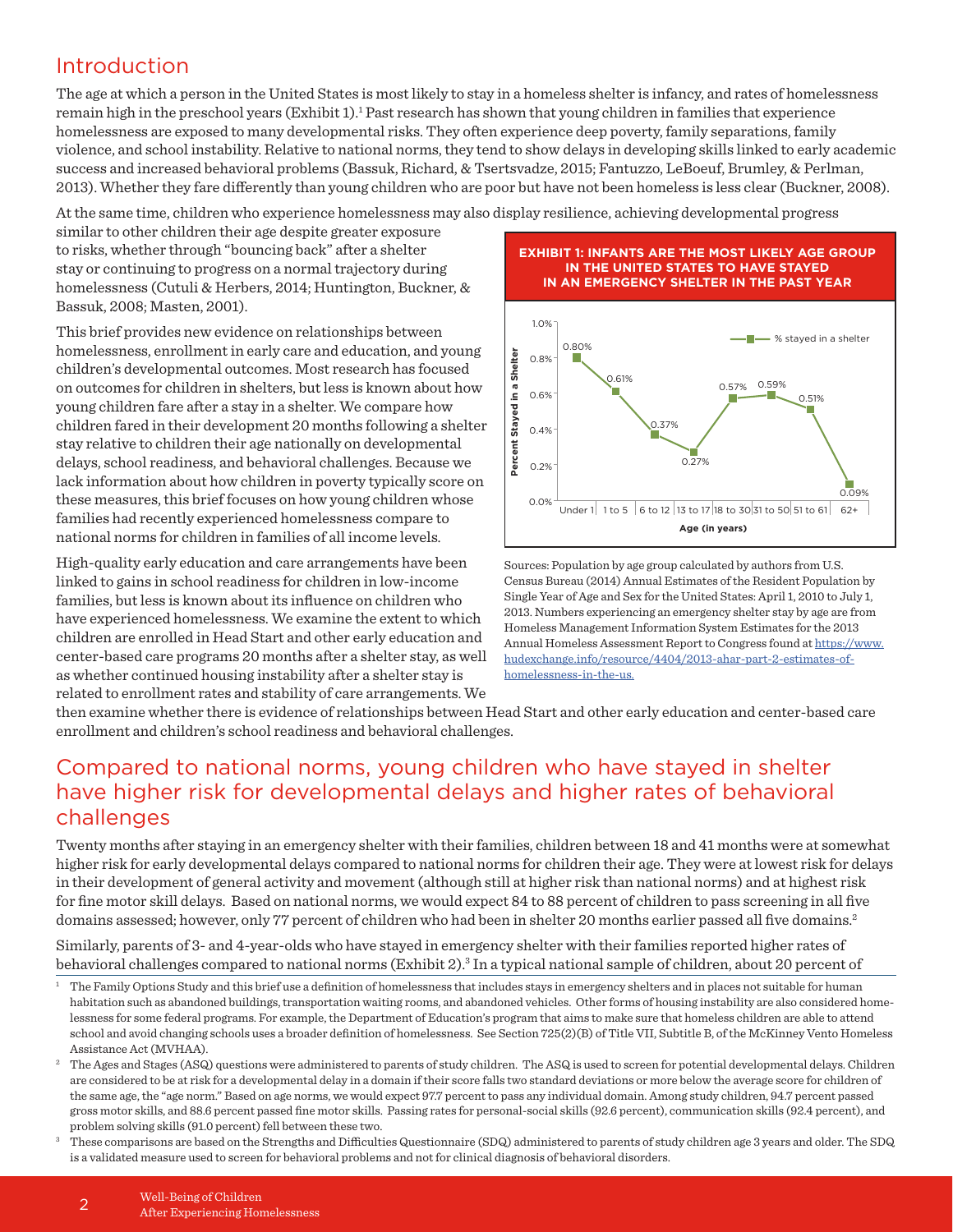## Introduction

The age at which a person in the United States is most likely to stay in a homeless shelter is infancy, and rates of homelessness remain high in the preschool years (Exhibit 1).[1] Past research has shown that young children in families that experience homelessness are exposed to many developmental risks. They often experience deep poverty, family separations, family violence, and school instability. Relative to national norms, they tend to show delays in developing skills linked to early academic success and increased behavioral problems (Bassuk, Richard, & Tsertsvadze, 2015; Fantuzzo, LeBoeuf, Brumley, & Perlman, 2013). Whether they fare differently than young children who are poor but have not been homeless is less clear (Buckner, 2008).

At the same time, children who experience homelessness may also display resilience, achieving developmental progress similar to other children their age despite greater exposure to risks, whether through "bouncing back" after a shelter stay or continuing to progress on a normal trajectory during homelessness (Cutuli & Herbers, 2014; Huntington, Buckner, & Bassuk, 2008; Masten, 2001).

This brief provides new evidence on relationships between homelessness, enrollment in early care and education, and young children's developmental outcomes. Most research has focused on outcomes for children in shelters, but less is known about how young children fare after a stay in a shelter. We compare how children fared in their development 20 months following a shelter stay relative to children their age nationally on developmental delays, school readiness, and behavioral challenges. Because we lack information about how children in poverty typically score on these measures, this brief focuses on how young children whose families had recently experienced homelessness compare to national norms for children in families of all income levels.

High-quality early education and care arrangements have been linked to gains in school readiness for children in low-income families, but less is known about its influence on children who have experienced homelessness. We examine the extent to which children are enrolled in Head Start and other early education and center-based care programs 20 months after a shelter stay, as well as whether continued housing instability after a shelter stay is related to enrollment rates and stability of care arrangements. We then examine whether there is evidence of relationships between Head Start and other early education and center-based care enrollment and children's school readiness and behavioral challenges.

**EXHIBIT 1: INFANTS ARE THE MOST LIKELY AGE GROUP IN THE UNITED STATES TO HAVE STAYED IN AN EMERGENCY SHELTER IN THE PAST YEAR**

| Age (in years) | % stayed in a shelter |
|---|---|
| Under 1 | 0.80% |
| 1 to 5 | 0.61% |
| 6 to 12 | 0.37% |
| 13 to 17 | 0.27% |
| 18 to 30 | 0.57% |
| 31 to 50 | 0.59% |
| 51 to 61 | 0.51% |
| 62+ | 0.09% |

Sources: Population by age group calculated by authors from U.S. Census Bureau (2014) Annual Estimates of the Resident Population by Single Year of Age and Sex for the United States: April 1, 2010 to July 1, 2013. Numbers experiencing an emergency shelter stay by age are from Homeless Management Information System Estimates for the 2013 Annual Homeless Assessment Report to Congress found at https://www.hudexchange.info/resource/4404/2013-ahar-part-2-estimates-of-homelessness-in-the-us.

## Compared to national norms, young children who have stayed in shelter have higher risk for developmental delays and higher rates of behavioral challenges

Twenty months after staying in an emergency shelter with their families, children between 18 and 41 months were at somewhat higher risk for early developmental delays compared to national norms for children their age. They were at lowest risk for delays in their development of general activity and movement (although still at higher risk than national norms) and at highest risk for fine motor skill delays. Based on national norms, we would expect 84 to 88 percent of children to pass screening in all five domains assessed; however, only 77 percent of children who had been in shelter 20 months earlier passed all five domains.[2]

Similarly, parents of 3- and 4-year-olds who have stayed in emergency shelter with their families reported higher rates of behavioral challenges compared to national norms (Exhibit 2).[3] In a typical national sample of children, about 20 percent of

[1] The Family Options Study and this brief use a definition of homelessness that includes stays in emergency shelters and in places not suitable for human habitation such as abandoned buildings, transportation waiting rooms, and abandoned vehicles. Other forms of housing instability are also considered homelessness for some federal programs. For example, the Department of Education's program that aims to make sure that homeless children are able to attend school and avoid changing schools uses a broader definition of homelessness. See Section 725(2)(B) of Title VII, Subtitle B, of the McKinney Vento Homeless Assistance Act (MVHAA).

[2] The Ages and Stages (ASQ) questions were administered to parents of study children. The ASQ is used to screen for potential developmental delays. Children are considered to be at risk for a developmental delay in a domain if their score falls two standard deviations or more below the average score for children of the same age, the "age norm." Based on age norms, we would expect 97.7 percent to pass any individual domain. Among study children, 94.7 percent passed gross motor skills, and 88.6 percent passed fine motor skills. Passing rates for personal-social skills (92.6 percent), communication skills (92.4 percent), and problem solving skills (91.0 percent) fell between these two.

[3] These comparisons are based on the Strengths and Difficulties Questionnaire (SDQ) administered to parents of study children age 3 years and older. The SDQ is a validated measure used to screen for behavioral problems and not for clinical diagnosis of behavioral disorders.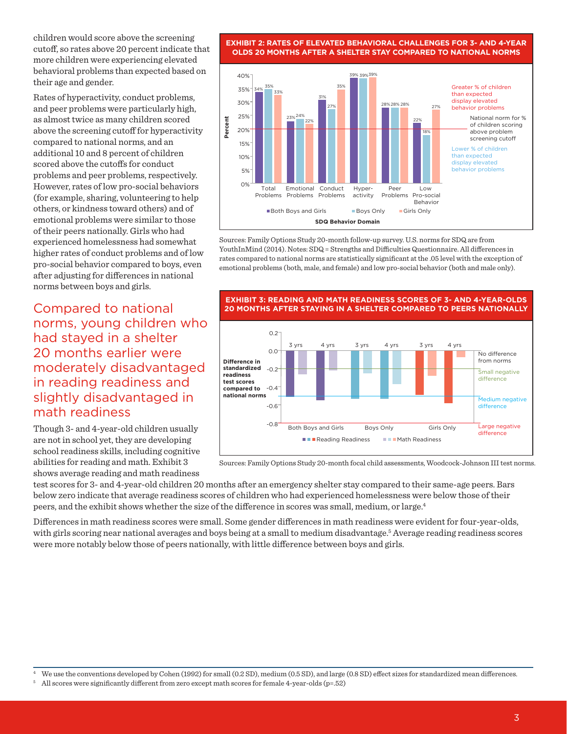children would score above the screening cutoff, so rates above 20 percent indicate that more children were experiencing elevated behavioral problems than expected based on their age and gender.

Rates of hyperactivity, conduct problems, and peer problems were particularly high, as almost twice as many children scored above the screening cutoff for hyperactivity compared to national norms, and an additional 10 and 8 percent of children scored above the cutoffs for conduct problems and peer problems, respectively. However, rates of low pro-social behaviors (for example, sharing, volunteering to help others, or kindness toward others) and of emotional problems were similar to those of their peers nationally. Girls who had experienced homelessness had somewhat higher rates of conduct problems and of low pro-social behavior compared to boys, even after adjusting for differences in national norms between boys and girls.

**EXHIBIT 2: RATES OF ELEVATED BEHAVIORAL CHALLENGES FOR 3- AND 4-YEAR OLDS 20 MONTHS AFTER A SHELTER STAY COMPARED TO NATIONAL NORMS**

| SDQ Behavior Domain | Both Boys and Girls | Boys Only | Girls Only |
| --- | --- | --- | --- |
| Total Problems | 34% | 35% | 33% |
| Emotional Problems | 23% | 24% | 22% |
| Conduct Problems | 31% | 27% | 35% |
| Hyper-activity | 39% | 39% | 39% |
| Peer Problems | 28% | 28% | 28% |
| Low Pro-social Behavior | 22% | 18% | 27% |

National norm for % of children scoring above problem screening cutoff: 20%. Above the norm: Greater % of children than expected display elevated behavior problems. Below the norm: Lower % of children than expected display elevated behavior problems.

Sources: Family Options Study 20-month follow-up survey. U.S. norms for SDQ are from YouthInMind (2014). Notes: SDQ = Strengths and Difficulties Questionnaire. All differences in rates compared to national norms are statistically significant at the .05 level with the exception of emotional problems (both, male, and female) and low pro-social behavior (both and male only).

## Compared to national norms, young children who had stayed in a shelter 20 months earlier were moderately disadvantaged in reading readiness and slightly disadvantaged in math readiness

Though 3- and 4-year-old children usually are not in school yet, they are developing school readiness skills, including cognitive abilities for reading and math. Exhibit 3 shows average reading and math readiness test scores for 3- and 4-year-old children 20 months after an emergency shelter stay compared to their same-age peers. Bars below zero indicate that average readiness scores of children who had experienced homelessness were below those of their peers, and the exhibit shows whether the size of the difference in scores was small, medium, or large.[4]

**EXHIBIT 3: READING AND MATH READINESS SCORES OF 3- AND 4-YEAR-OLDS 20 MONTHS AFTER STAYING IN A SHELTER COMPARED TO PEERS NATIONALLY**

Difference in standardized readiness test scores compared to national norms (0.0 = No difference from norms; -0.2 = Small negative difference; -0.5 = Medium negative difference; -0.8 = Large negative difference). Groups: Both Boys and Girls, Boys Only, Girls Only, each at 3 yrs and 4 yrs; Reading Readiness and Math Readiness.

Sources: Family Options Study 20-month focal child assessments, Woodcock-Johnson III test norms.

Differences in math readiness scores were small. Some gender differences in math readiness were evident for four-year-olds, with girls scoring near national averages and boys being at a small to medium disadvantage.[5] Average reading readiness scores were more notably below those of peers nationally, with little difference between boys and girls.

[4] We use the conventions developed by Cohen (1992) for small (0.2 SD), medium (0.5 SD), and large (0.8 SD) effect sizes for standardized mean differences.

[5] All scores were significantly different from zero except math scores for female 4-year-olds (p=.52)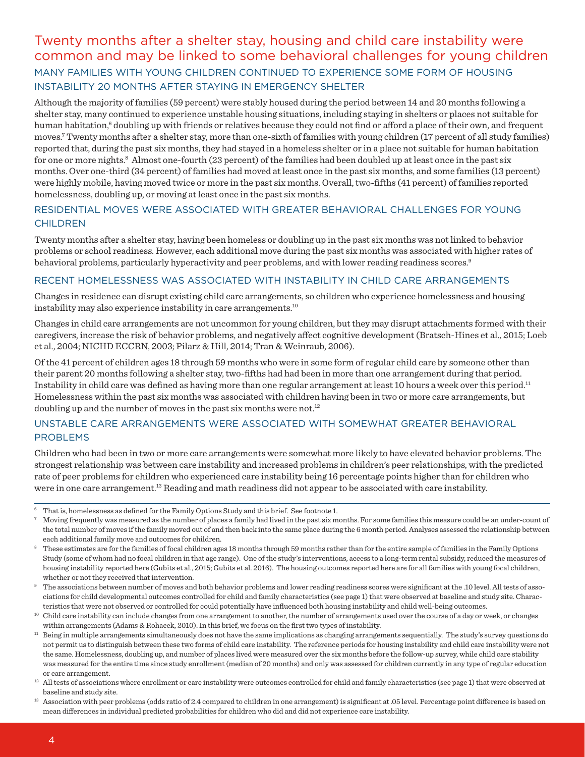## Twenty months after a shelter stay, housing and child care instability were common and may be linked to some behavioral challenges for young children

### MANY FAMILIES WITH YOUNG CHILDREN CONTINUED TO EXPERIENCE SOME FORM OF HOUSING INSTABILITY 20 MONTHS AFTER STAYING IN EMERGENCY SHELTER

Although the majority of families (59 percent) were stably housed during the period between 14 and 20 months following a shelter stay, many continued to experience unstable housing situations, including staying in shelters or places not suitable for human habitation,[6] doubling up with friends or relatives because they could not find or afford a place of their own, and frequent moves.[7] Twenty months after a shelter stay, more than one-sixth of families with young children (17 percent of all study families) reported that, during the past six months, they had stayed in a homeless shelter or in a place not suitable for human habitation for one or more nights.[8] Almost one-fourth (23 percent) of the families had been doubled up at least once in the past six months. Over one-third (34 percent) of families had moved at least once in the past six months, and some families (13 percent) were highly mobile, having moved twice or more in the past six months. Overall, two-fifths (41 percent) of families reported homelessness, doubling up, or moving at least once in the past six months.

### RESIDENTIAL MOVES WERE ASSOCIATED WITH GREATER BEHAVIORAL CHALLENGES FOR YOUNG CHILDREN

Twenty months after a shelter stay, having been homeless or doubling up in the past six months was not linked to behavior problems or school readiness. However, each additional move during the past six months was associated with higher rates of behavioral problems, particularly hyperactivity and peer problems, and with lower reading readiness scores.[9]

### RECENT HOMELESSNESS WAS ASSOCIATED WITH INSTABILITY IN CHILD CARE ARRANGEMENTS

Changes in residence can disrupt existing child care arrangements, so children who experience homelessness and housing instability may also experience instability in care arrangements.[10]

Changes in child care arrangements are not uncommon for young children, but they may disrupt attachments formed with their caregivers, increase the risk of behavior problems, and negatively affect cognitive development (Bratsch-Hines et al., 2015; Loeb et al., 2004; NICHD ECCRN, 2003; Pilarz & Hill, 2014; Tran & Weinraub, 2006).

Of the 41 percent of children ages 18 through 59 months who were in some form of regular child care by someone other than their parent 20 months following a shelter stay, two-fifths had had been in more than one arrangement during that period. Instability in child care was defined as having more than one regular arrangement at least 10 hours a week over this period.[11] Homelessness within the past six months was associated with children having been in two or more care arrangements, but doubling up and the number of moves in the past six months were not.[12]

### UNSTABLE CARE ARRANGEMENTS WERE ASSOCIATED WITH SOMEWHAT GREATER BEHAVIORAL PROBLEMS

Children who had been in two or more care arrangements were somewhat more likely to have elevated behavior problems. The strongest relationship was between care instability and increased problems in children's peer relationships, with the predicted rate of peer problems for children who experienced care instability being 16 percentage points higher than for children who were in one care arrangement.[13] Reading and math readiness did not appear to be associated with care instability.

---

[6] That is, homelessness as defined for the Family Options Study and this brief. See footnote 1.

[7] Moving frequently was measured as the number of places a family had lived in the past six months. For some families this measure could be an under-count of the total number of moves if the family moved out of and then back into the same place during the 6 month period. Analyses assessed the relationship between each additional family move and outcomes for children.

[8] These estimates are for the families of focal children ages 18 months through 59 months rather than for the entire sample of families in the Family Options Study (some of whom had no focal children in that age range). One of the study's interventions, access to a long-term rental subsidy, reduced the measures of housing instability reported here (Gubits et al., 2015; Gubits et al. 2016). The housing outcomes reported here are for all families with young focal children, whether or not they received that intervention.

[9] The associations between number of moves and both behavior problems and lower reading readiness scores were significant at the .10 level. All tests of associations for child developmental outcomes controlled for child and family characteristics (see page 1) that were observed at baseline and study site. Characteristics that were not observed or controlled for could potentially have influenced both housing instability and child well-being outcomes.

[10] Child care instability can include changes from one arrangement to another, the number of arrangements used over the course of a day or week, or changes within arrangements (Adams & Rohacek, 2010). In this brief, we focus on the first two types of instability.

[11] Being in multiple arrangements simultaneously does not have the same implications as changing arrangements sequentially. The study's survey questions do not permit us to distinguish between these two forms of child care instability. The reference periods for housing instability and child care instability were not the same. Homelessness, doubling up, and number of places lived were measured over the six months before the follow-up survey, while child care stability was measured for the entire time since study enrollment (median of 20 months) and only was assessed for children currently in any type of regular education or care arrangement.

[12] All tests of associations where enrollment or care instability were outcomes controlled for child and family characteristics (see page 1) that were observed at baseline and study site.

[13] Association with peer problems (odds ratio of 2.4 compared to children in one arrangement) is significant at .05 level. Percentage point difference is based on mean differences in individual predicted probabilities for children who did and did not experience care instability.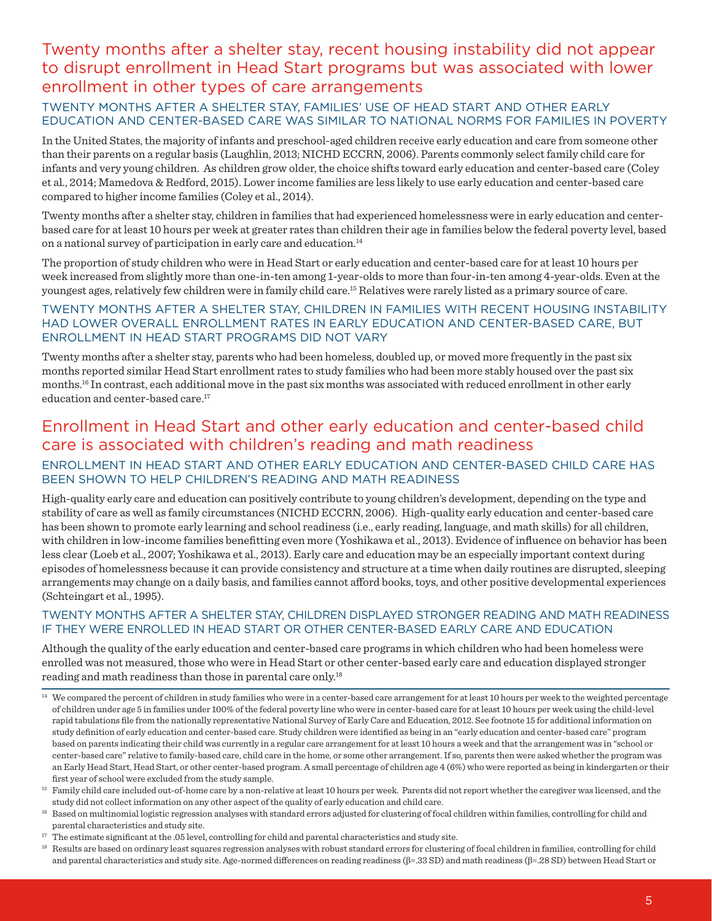## Twenty months after a shelter stay, recent housing instability did not appear to disrupt enrollment in Head Start programs but was associated with lower enrollment in other types of care arrangements

### TWENTY MONTHS AFTER A SHELTER STAY, FAMILIES' USE OF HEAD START AND OTHER EARLY EDUCATION AND CENTER-BASED CARE WAS SIMILAR TO NATIONAL NORMS FOR FAMILIES IN POVERTY

In the United States, the majority of infants and preschool-aged children receive early education and care from someone other than their parents on a regular basis (Laughlin, 2013; NICHD ECCRN, 2006). Parents commonly select family child care for infants and very young children. As children grow older, the choice shifts toward early education and center-based care (Coley et al., 2014; Mamedova & Redford, 2015). Lower income families are less likely to use early education and center-based care compared to higher income families (Coley et al., 2014).

Twenty months after a shelter stay, children in families that had experienced homelessness were in early education and center-based care for at least 10 hours per week at greater rates than children their age in families below the federal poverty level, based on a national survey of participation in early care and education.[14]

The proportion of study children who were in Head Start or early education and center-based care for at least 10 hours per week increased from slightly more than one-in-ten among 1-year-olds to more than four-in-ten among 4-year-olds. Even at the youngest ages, relatively few children were in family child care.[15] Relatives were rarely listed as a primary source of care.

### TWENTY MONTHS AFTER A SHELTER STAY, CHILDREN IN FAMILIES WITH RECENT HOUSING INSTABILITY HAD LOWER OVERALL ENROLLMENT RATES IN EARLY EDUCATION AND CENTER-BASED CARE, BUT ENROLLMENT IN HEAD START PROGRAMS DID NOT VARY

Twenty months after a shelter stay, parents who had been homeless, doubled up, or moved more frequently in the past six months reported similar Head Start enrollment rates to study families who had been more stably housed over the past six months.[16] In contrast, each additional move in the past six months was associated with reduced enrollment in other early education and center-based care.[17]

## Enrollment in Head Start and other early education and center-based child care is associated with children's reading and math readiness

### ENROLLMENT IN HEAD START AND OTHER EARLY EDUCATION AND CENTER-BASED CHILD CARE HAS BEEN SHOWN TO HELP CHILDREN'S READING AND MATH READINESS

High-quality early care and education can positively contribute to young children's development, depending on the type and stability of care as well as family circumstances (NICHD ECCRN, 2006). High-quality early education and center-based care has been shown to promote early learning and school readiness (i.e., early reading, language, and math skills) for all children, with children in low-income families benefitting even more (Yoshikawa et al., 2013). Evidence of influence on behavior has been less clear (Loeb et al., 2007; Yoshikawa et al., 2013). Early care and education may be an especially important context during episodes of homelessness because it can provide consistency and structure at a time when daily routines are disrupted, sleeping arrangements may change on a daily basis, and families cannot afford books, toys, and other positive developmental experiences (Schteingart et al., 1995).

### TWENTY MONTHS AFTER A SHELTER STAY, CHILDREN DISPLAYED STRONGER READING AND MATH READINESS IF THEY WERE ENROLLED IN HEAD START OR OTHER CENTER-BASED EARLY CARE AND EDUCATION

Although the quality of the early education and center-based care programs in which children who had been homeless were enrolled was not measured, those who were in Head Start or other center-based early care and education displayed stronger reading and math readiness than those in parental care only.[18]

---

[14] We compared the percent of children in study families who were in a center-based care arrangement for at least 10 hours per week to the weighted percentage of children under age 5 in families under 100% of the federal poverty line who were in center-based care for at least 10 hours per week using the child-level rapid tabulations file from the nationally representative National Survey of Early Care and Education, 2012. See footnote 15 for additional information on study definition of early education and center-based care. Study children were identified as being in an "early education and center-based care" program based on parents indicating that their child was currently in a regular care arrangement for at least 10 hours a week and that the arrangement was in "school or center-based care" relative to family-based care, child care in the home, or some other arrangement. If so, parents then were asked whether the program was an Early Head Start, Head Start, or other center-based program. A small percentage of children age 4 (6%) who were reported as being in kindergarten or their first year of school were excluded from the study sample.

[15] Family child care included out-of-home care by a non-relative at least 10 hours per week. Parents did not report whether the caregiver was licensed, and the study did not collect information on any other aspect of the quality of early education and child care.

[16] Based on multinomial logistic regression analyses with standard errors adjusted for clustering of focal children within families, controlling for child and parental characteristics and study site.

[17] The estimate significant at the .05 level, controlling for child and parental characteristics and study site.

[18] Results are based on ordinary least squares regression analyses with robust standard errors for clustering of focal children in families, controlling for child and parental characteristics and study site. Age-normed differences on reading readiness ($\beta$=.33 SD) and math readiness ($\beta$=.28 SD) between Head Start or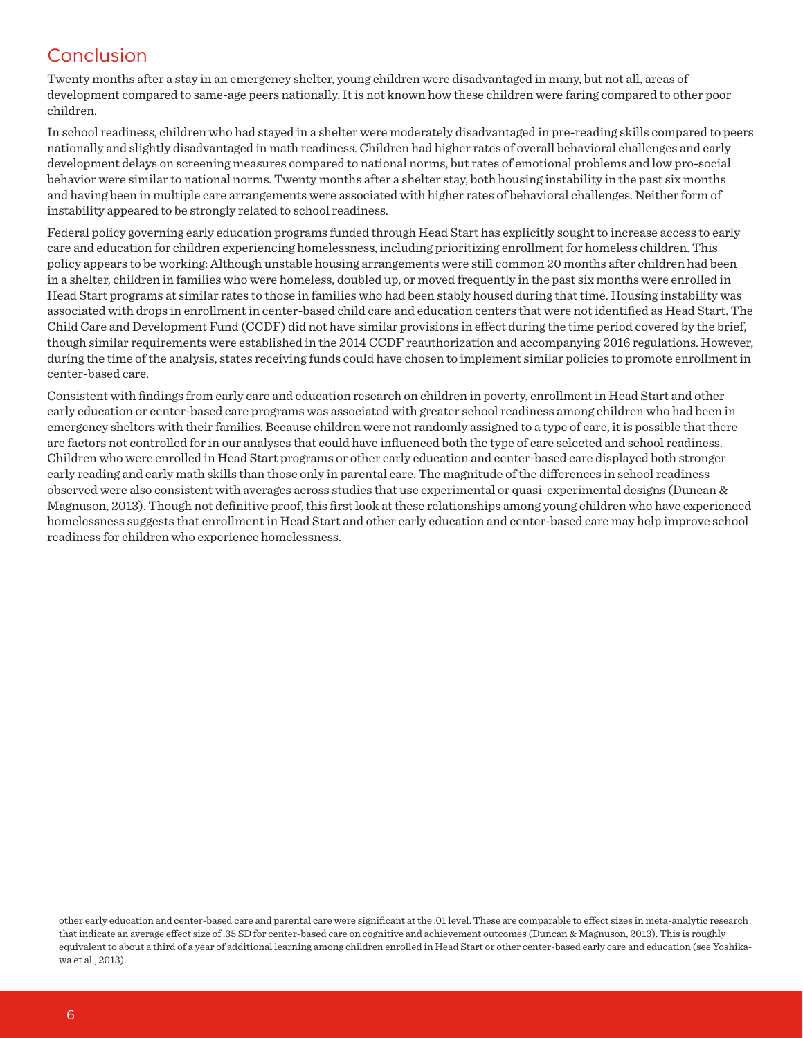## Conclusion

Twenty months after a stay in an emergency shelter, young children were disadvantaged in many, but not all, areas of development compared to same-age peers nationally. It is not known how these children were faring compared to other poor children.

In school readiness, children who had stayed in a shelter were moderately disadvantaged in pre-reading skills compared to peers nationally and slightly disadvantaged in math readiness. Children had higher rates of overall behavioral challenges and early development delays on screening measures compared to national norms, but rates of emotional problems and low pro-social behavior were similar to national norms. Twenty months after a shelter stay, both housing instability in the past six months and having been in multiple care arrangements were associated with higher rates of behavioral challenges. Neither form of instability appeared to be strongly related to school readiness.

Federal policy governing early education programs funded through Head Start has explicitly sought to increase access to early care and education for children experiencing homelessness, including prioritizing enrollment for homeless children. This policy appears to be working: Although unstable housing arrangements were still common 20 months after children had been in a shelter, children in families who were homeless, doubled up, or moved frequently in the past six months were enrolled in Head Start programs at similar rates to those in families who had been stably housed during that time. Housing instability was associated with drops in enrollment in center-based child care and education centers that were not identified as Head Start. The Child Care and Development Fund (CCDF) did not have similar provisions in effect during the time period covered by the brief, though similar requirements were established in the 2014 CCDF reauthorization and accompanying 2016 regulations. However, during the time of the analysis, states receiving funds could have chosen to implement similar policies to promote enrollment in center-based care.

Consistent with findings from early care and education research on children in poverty, enrollment in Head Start and other early education or center-based care programs was associated with greater school readiness among children who had been in emergency shelters with their families. Because children were not randomly assigned to a type of care, it is possible that there are factors not controlled for in our analyses that could have influenced both the type of care selected and school readiness. Children who were enrolled in Head Start programs or other early education and center-based care displayed both stronger early reading and early math skills than those only in parental care. The magnitude of the differences in school readiness observed were also consistent with averages across studies that use experimental or quasi-experimental designs (Duncan & Magnuson, 2013). Though not definitive proof, this first look at these relationships among young children who have experienced homelessness suggests that enrollment in Head Start and other early education and center-based care may help improve school readiness for children who experience homelessness.

---

other early education and center-based care and parental care were significant at the .01 level. These are comparable to effect sizes in meta-analytic research that indicate an average effect size of .35 SD for center-based care on cognitive and achievement outcomes (Duncan & Magnuson, 2013). This is roughly equivalent to about a third of a year of additional learning among children enrolled in Head Start or other center-based early care and education (see Yoshikawa et al., 2013).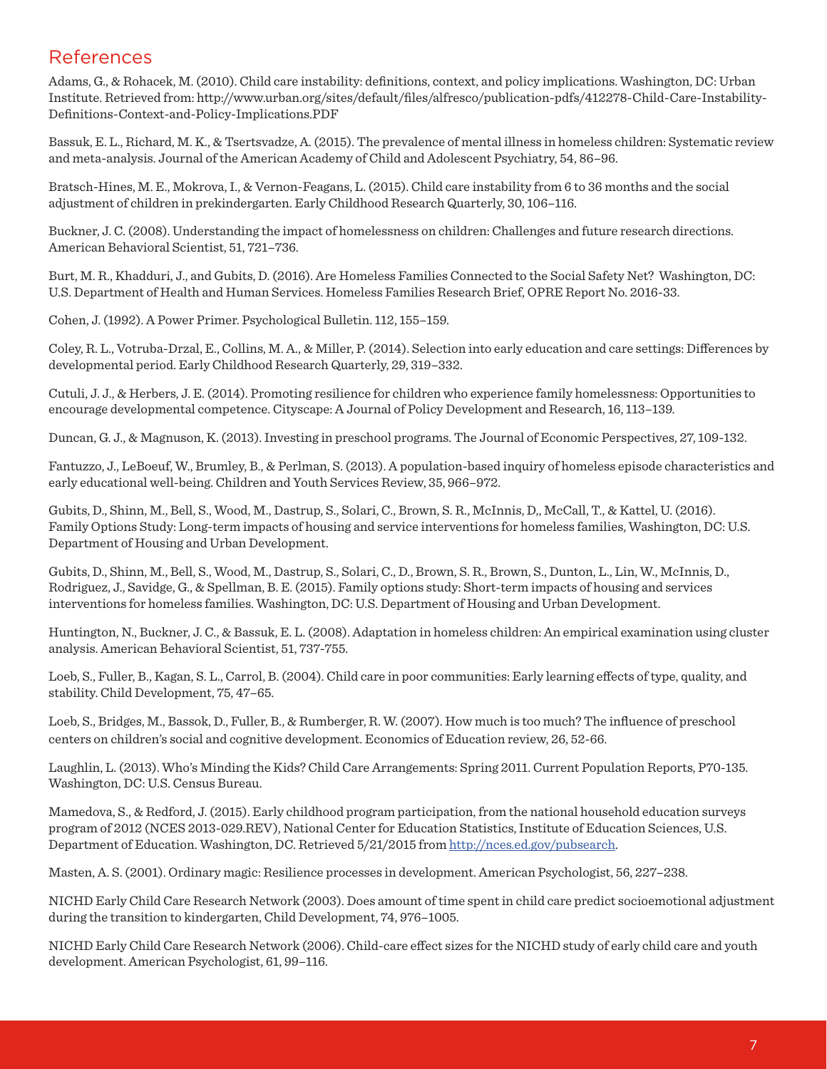## References

Adams, G., & Rohacek, M. (2010). Child care instability: definitions, context, and policy implications. Washington, DC: Urban Institute. Retrieved from: http://www.urban.org/sites/default/files/alfresco/publication-pdfs/412278-Child-Care-Instability-Definitions-Context-and-Policy-Implications.PDF

Bassuk, E. L., Richard, M. K., & Tsertsvadze, A. (2015). The prevalence of mental illness in homeless children: Systematic review and meta-analysis. Journal of the American Academy of Child and Adolescent Psychiatry, 54, 86–96.

Bratsch-Hines, M. E., Mokrova, I., & Vernon-Feagans, L. (2015). Child care instability from 6 to 36 months and the social adjustment of children in prekindergarten. Early Childhood Research Quarterly, 30, 106–116.

Buckner, J. C. (2008). Understanding the impact of homelessness on children: Challenges and future research directions. American Behavioral Scientist, 51, 721–736.

Burt, M. R., Khadduri, J., and Gubits, D. (2016). Are Homeless Families Connected to the Social Safety Net? Washington, DC: U.S. Department of Health and Human Services. Homeless Families Research Brief, OPRE Report No. 2016-33.

Cohen, J. (1992). A Power Primer. Psychological Bulletin. 112, 155–159.

Coley, R. L., Votruba-Drzal, E., Collins, M. A., & Miller, P. (2014). Selection into early education and care settings: Differences by developmental period. Early Childhood Research Quarterly, 29, 319–332.

Cutuli, J. J., & Herbers, J. E. (2014). Promoting resilience for children who experience family homelessness: Opportunities to encourage developmental competence. Cityscape: A Journal of Policy Development and Research, 16, 113–139.

Duncan, G. J., & Magnuson, K. (2013). Investing in preschool programs. The Journal of Economic Perspectives, 27, 109-132.

Fantuzzo, J., LeBoeuf, W., Brumley, B., & Perlman, S. (2013). A population-based inquiry of homeless episode characteristics and early educational well-being. Children and Youth Services Review, 35, 966–972.

Gubits, D., Shinn, M., Bell, S., Wood, M., Dastrup, S., Solari, C., Brown, S. R., McInnis, D,, McCall, T., & Kattel, U. (2016). Family Options Study: Long-term impacts of housing and service interventions for homeless families, Washington, DC: U.S. Department of Housing and Urban Development.

Gubits, D., Shinn, M., Bell, S., Wood, M., Dastrup, S., Solari, C., D., Brown, S. R., Brown, S., Dunton, L., Lin, W., McInnis, D., Rodriguez, J., Savidge, G., & Spellman, B. E. (2015). Family options study: Short-term impacts of housing and services interventions for homeless families. Washington, DC: U.S. Department of Housing and Urban Development.

Huntington, N., Buckner, J. C., & Bassuk, E. L. (2008). Adaptation in homeless children: An empirical examination using cluster analysis. American Behavioral Scientist, 51, 737-755.

Loeb, S., Fuller, B., Kagan, S. L., Carrol, B. (2004). Child care in poor communities: Early learning effects of type, quality, and stability. Child Development, 75, 47–65.

Loeb, S., Bridges, M., Bassok, D., Fuller, B., & Rumberger, R. W. (2007). How much is too much? The influence of preschool centers on children's social and cognitive development. Economics of Education review, 26, 52-66.

Laughlin, L. (2013). Who's Minding the Kids? Child Care Arrangements: Spring 2011. Current Population Reports, P70-135. Washington, DC: U.S. Census Bureau.

Mamedova, S., & Redford, J. (2015). Early childhood program participation, from the national household education surveys program of 2012 (NCES 2013-029.REV), National Center for Education Statistics, Institute of Education Sciences, U.S. Department of Education. Washington, DC. Retrieved 5/21/2015 from http://nces.ed.gov/pubsearch.

Masten, A. S. (2001). Ordinary magic: Resilience processes in development. American Psychologist, 56, 227–238.

NICHD Early Child Care Research Network (2003). Does amount of time spent in child care predict socioemotional adjustment during the transition to kindergarten, Child Development, 74, 976–1005.

NICHD Early Child Care Research Network (2006). Child-care effect sizes for the NICHD study of early child care and youth development. American Psychologist, 61, 99–116.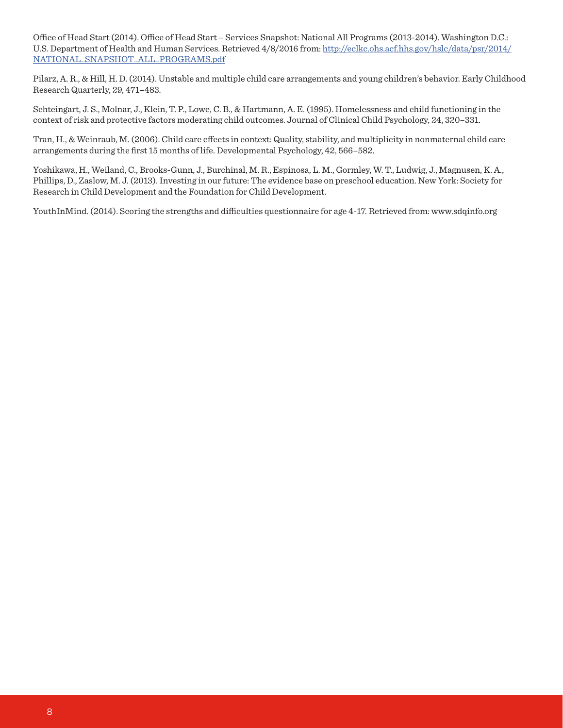Office of Head Start (2014). Office of Head Start – Services Snapshot: National All Programs (2013-2014). Washington D.C.: U.S. Department of Health and Human Services. Retrieved 4/8/2016 from: [http://eclkc.ohs.acf.hhs.gov/hslc/data/psr/2014/NATIONAL_SNAPSHOT_ALL_PROGRAMS.pdf](http://eclkc.ohs.acf.hhs.gov/hslc/data/psr/2014/NATIONAL_SNAPSHOT_ALL_PROGRAMS.pdf)

Pilarz, A. R., & Hill, H. D. (2014). Unstable and multiple child care arrangements and young children's behavior. Early Childhood Research Quarterly, 29, 471–483.

Schteingart, J. S., Molnar, J., Klein, T. P., Lowe, C. B., & Hartmann, A. E. (1995). Homelessness and child functioning in the context of risk and protective factors moderating child outcomes. Journal of Clinical Child Psychology, 24, 320–331.

Tran, H., & Weinraub, M. (2006). Child care effects in context: Quality, stability, and multiplicity in nonmaternal child care arrangements during the first 15 months of life. Developmental Psychology, 42, 566–582.

Yoshikawa, H., Weiland, C., Brooks-Gunn, J., Burchinal, M. R., Espinosa, L. M., Gormley, W. T., Ludwig, J., Magnusen, K. A., Phillips, D., Zaslow, M. J. (2013). Investing in our future: The evidence base on preschool education. New York: Society for Research in Child Development and the Foundation for Child Development.

YouthInMind. (2014). Scoring the strengths and difficulties questionnaire for age 4-17. Retrieved from: www.sdqinfo.org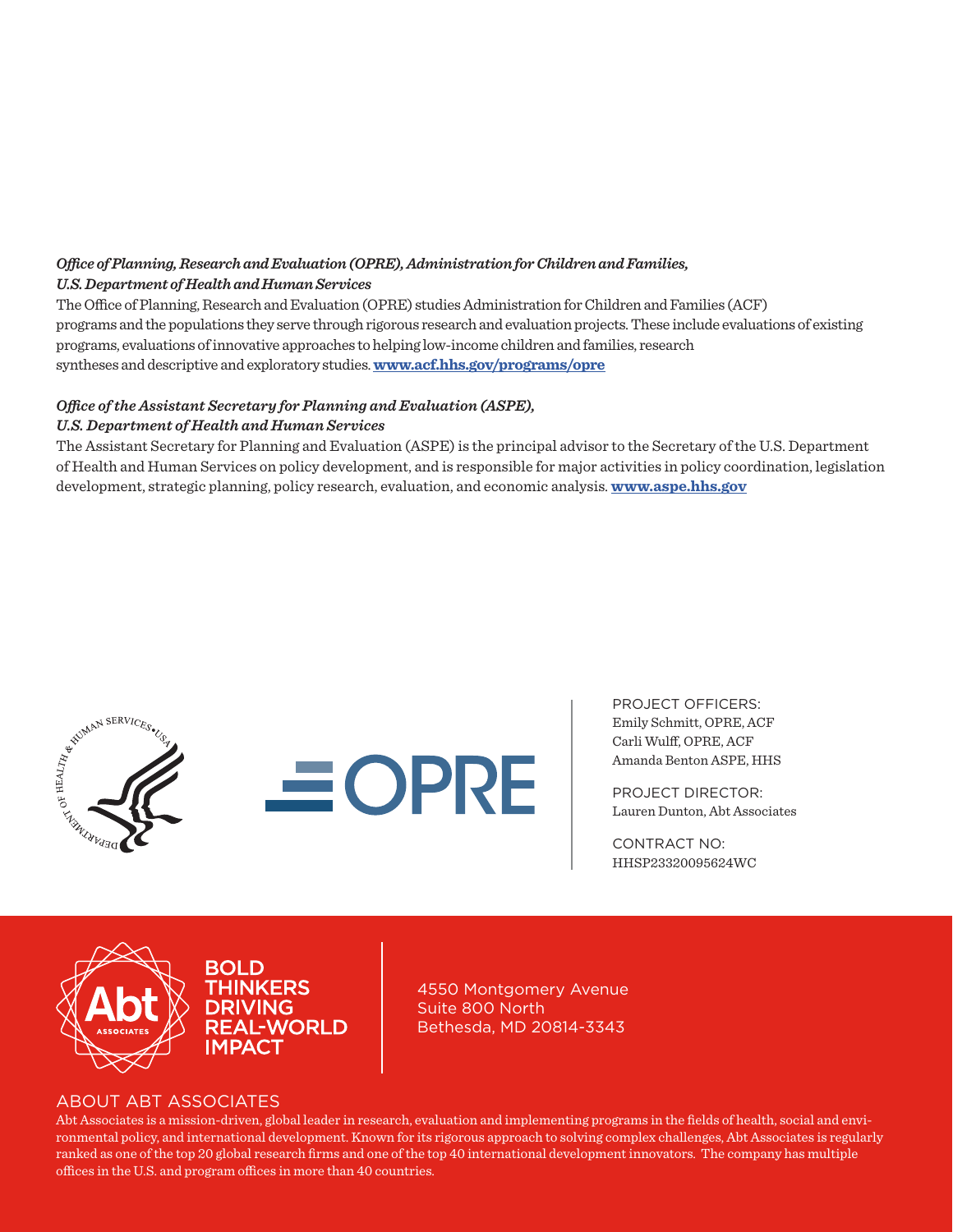***Office of Planning, Research and Evaluation (OPRE), Administration for Children and Families, U.S. Department of Health and Human Services***

The Office of Planning, Research and Evaluation (OPRE) studies Administration for Children and Families (ACF) programs and the populations they serve through rigorous research and evaluation projects. These include evaluations of existing programs, evaluations of innovative approaches to helping low-income children and families, research syntheses and descriptive and exploratory studies. **www.acf.hhs.gov/programs/opre**

***Office of the Assistant Secretary for Planning and Evaluation (ASPE), U.S. Department of Health and Human Services***

The Assistant Secretary for Planning and Evaluation (ASPE) is the principal advisor to the Secretary of the U.S. Department of Health and Human Services on policy development, and is responsible for major activities in policy coordination, legislation development, strategic planning, policy research, evaluation, and economic analysis. **www.aspe.hhs.gov**

PROJECT OFFICERS:
Emily Schmitt, OPRE, ACF
Carli Wulff, OPRE, ACF
Amanda Benton ASPE, HHS

PROJECT DIRECTOR:
Lauren Dunton, Abt Associates

CONTRACT NO:
HHSP23320095624WC

BOLD THINKERS DRIVING REAL-WORLD IMPACT

4550 Montgomery Avenue
Suite 800 North
Bethesda, MD 20814-3343

## ABOUT ABT ASSOCIATES

Abt Associates is a mission-driven, global leader in research, evaluation and implementing programs in the fields of health, social and environmental policy, and international development. Known for its rigorous approach to solving complex challenges, Abt Associates is regularly ranked as one of the top 20 global research firms and one of the top 40 international development innovators. The company has multiple offices in the U.S. and program offices in more than 40 countries.